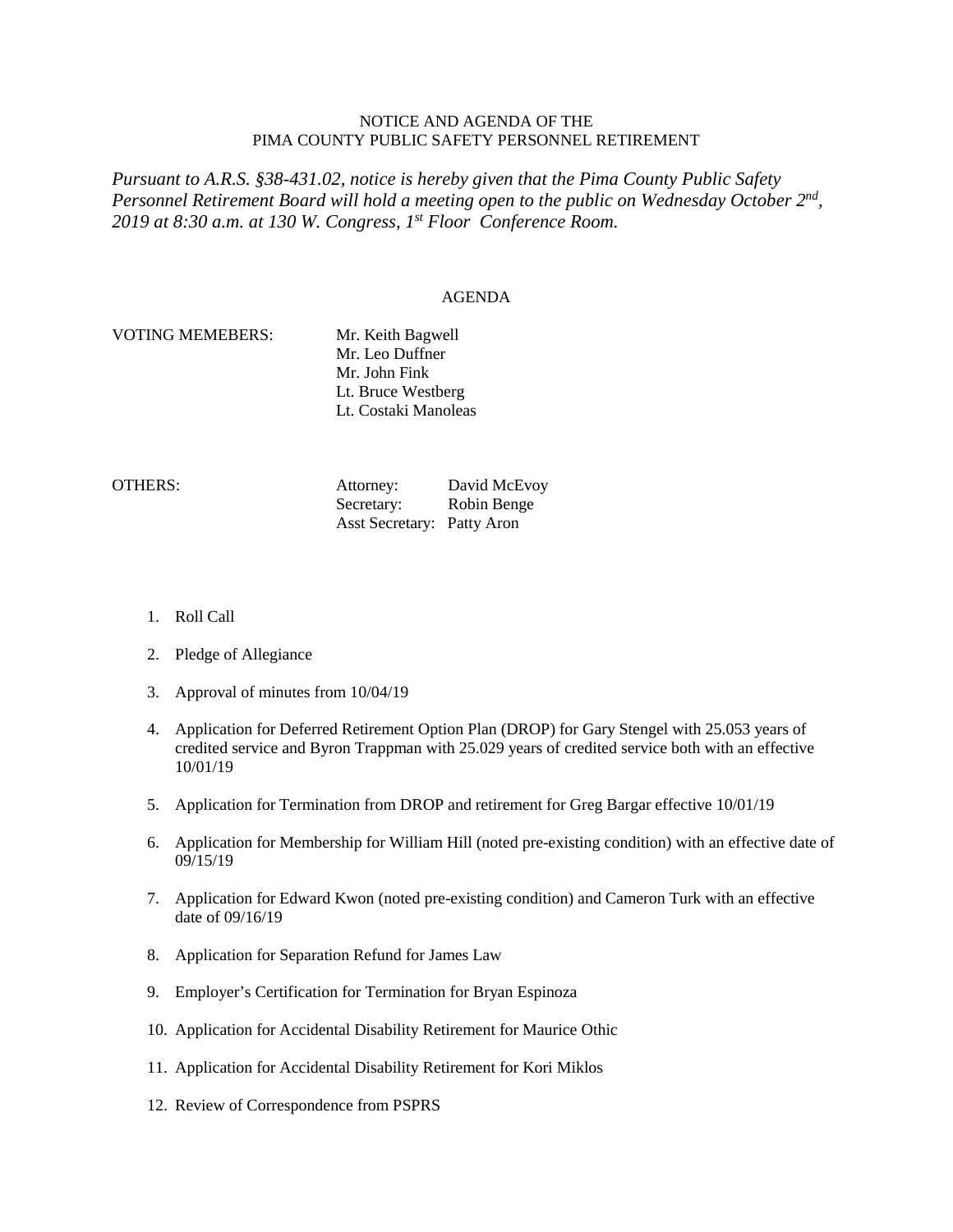NOTICE AND AGENDA OF THE
PIMA COUNTY PUBLIC SAFETY PERSONNEL RETIREMENT

*Pursuant to A.R.S. §38-431.02, notice is hereby given that the Pima County Public Safety Personnel Retirement Board will hold a meeting open to the public on Wednesday October 2nd, 2019 at 8:30 a.m. at 130 W. Congress, 1st Floor Conference Room.*

AGENDA

VOTING MEMEBERS:

- Mr. Keith Bagwell
- Mr. Leo Duffner
- Mr. John Fink
- Lt. Bruce Westberg
- Lt. Costaki Manoleas

OTHERS:

- Attorney: David McEvoy
- Secretary: Robin Benge
- Asst Secretary: Patty Aron

1. Roll Call
2. Pledge of Allegiance
3. Approval of minutes from 10/04/19
4. Application for Deferred Retirement Option Plan (DROP) for Gary Stengel with 25.053 years of credited service and Byron Trappman with 25.029 years of credited service both with an effective 10/01/19
5. Application for Termination from DROP and retirement for Greg Bargar effective 10/01/19
6. Application for Membership for William Hill (noted pre-existing condition) with an effective date of 09/15/19
7. Application for Edward Kwon (noted pre-existing condition) and Cameron Turk with an effective date of 09/16/19
8. Application for Separation Refund for James Law
9. Employer's Certification for Termination for Bryan Espinoza
10. Application for Accidental Disability Retirement for Maurice Othic
11. Application for Accidental Disability Retirement for Kori Miklos
12. Review of Correspondence from PSPRS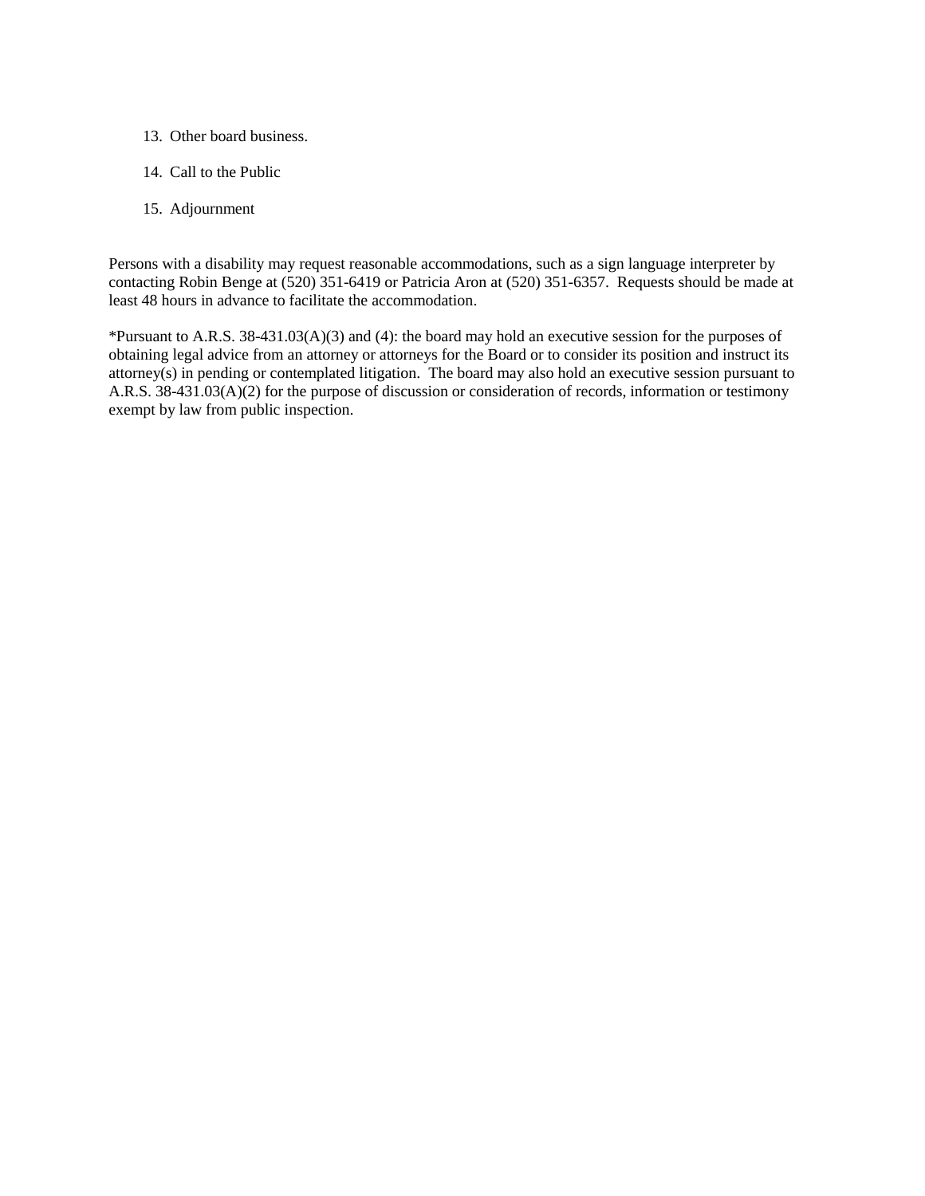13. Other board business.

14. Call to the Public

15. Adjournment

Persons with a disability may request reasonable accommodations, such as a sign language interpreter by contacting Robin Benge at (520) 351-6419 or Patricia Aron at (520) 351-6357. Requests should be made at least 48 hours in advance to facilitate the accommodation.

*Pursuant to A.R.S. 38-431.03(A)(3) and (4): the board may hold an executive session for the purposes of obtaining legal advice from an attorney or attorneys for the Board or to consider its position and instruct its attorney(s) in pending or contemplated litigation. The board may also hold an executive session pursuant to A.R.S. 38-431.03(A)(2) for the purpose of discussion or consideration of records, information or testimony exempt by law from public inspection.